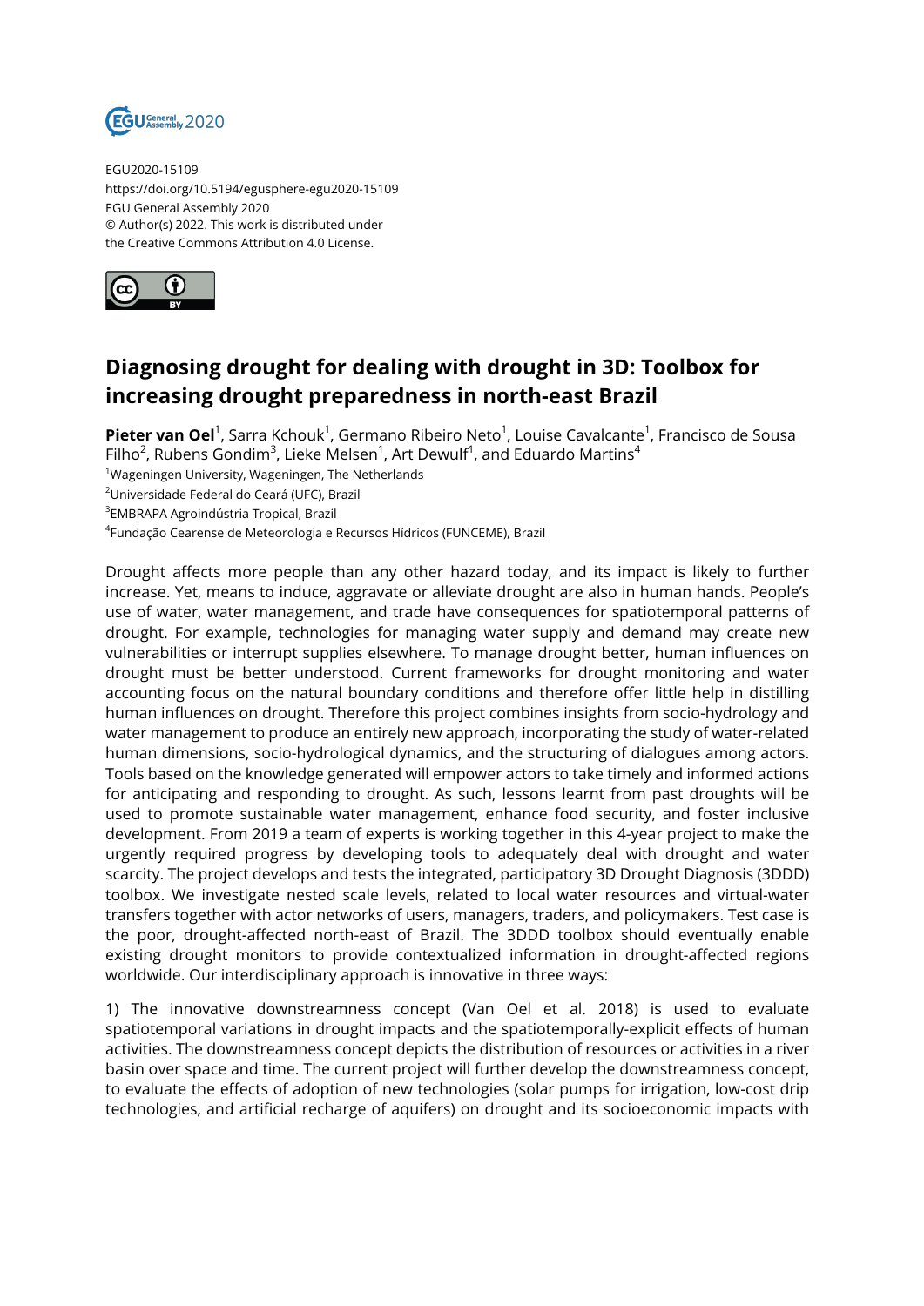EGU2020-15109
https://doi.org/10.5194/egusphere-egu2020-15109
EGU General Assembly 2020
© Author(s) 2022. This work is distributed under
the Creative Commons Attribution 4.0 License.

# Diagnosing drought for dealing with drought in 3D: Toolbox for increasing drought preparedness in north-east Brazil

**Pieter van Oel**[1], Sarra Kchouk[1], Germano Ribeiro Neto[1], Louise Cavalcante[1], Francisco de Sousa Filho[2], Rubens Gondim[3], Lieke Melsen[1], Art Dewulf[1], and Eduardo Martins[4]

[1]Wageningen University, Wageningen, The Netherlands
[2]Universidade Federal do Ceará (UFC), Brazil
[3]EMBRAPA Agroindústria Tropical, Brazil
[4]Fundação Cearense de Meteorologia e Recursos Hídricos (FUNCEME), Brazil

Drought affects more people than any other hazard today, and its impact is likely to further increase. Yet, means to induce, aggravate or alleviate drought are also in human hands. People's use of water, water management, and trade have consequences for spatiotemporal patterns of drought. For example, technologies for managing water supply and demand may create new vulnerabilities or interrupt supplies elsewhere. To manage drought better, human influences on drought must be better understood. Current frameworks for drought monitoring and water accounting focus on the natural boundary conditions and therefore offer little help in distilling human influences on drought. Therefore this project combines insights from socio-hydrology and water management to produce an entirely new approach, incorporating the study of water-related human dimensions, socio-hydrological dynamics, and the structuring of dialogues among actors. Tools based on the knowledge generated will empower actors to take timely and informed actions for anticipating and responding to drought. As such, lessons learnt from past droughts will be used to promote sustainable water management, enhance food security, and foster inclusive development. From 2019 a team of experts is working together in this 4-year project to make the urgently required progress by developing tools to adequately deal with drought and water scarcity. The project develops and tests the integrated, participatory 3D Drought Diagnosis (3DDD) toolbox. We investigate nested scale levels, related to local water resources and virtual-water transfers together with actor networks of users, managers, traders, and policymakers. Test case is the poor, drought-affected north-east of Brazil. The 3DDD toolbox should eventually enable existing drought monitors to provide contextualized information in drought-affected regions worldwide. Our interdisciplinary approach is innovative in three ways:

1) The innovative downstreamness concept (Van Oel et al. 2018) is used to evaluate spatiotemporal variations in drought impacts and the spatiotemporally-explicit effects of human activities. The downstreamness concept depicts the distribution of resources or activities in a river basin over space and time. The current project will further develop the downstreamness concept, to evaluate the effects of adoption of new technologies (solar pumps for irrigation, low-cost drip technologies, and artificial recharge of aquifers) on drought and its socioeconomic impacts with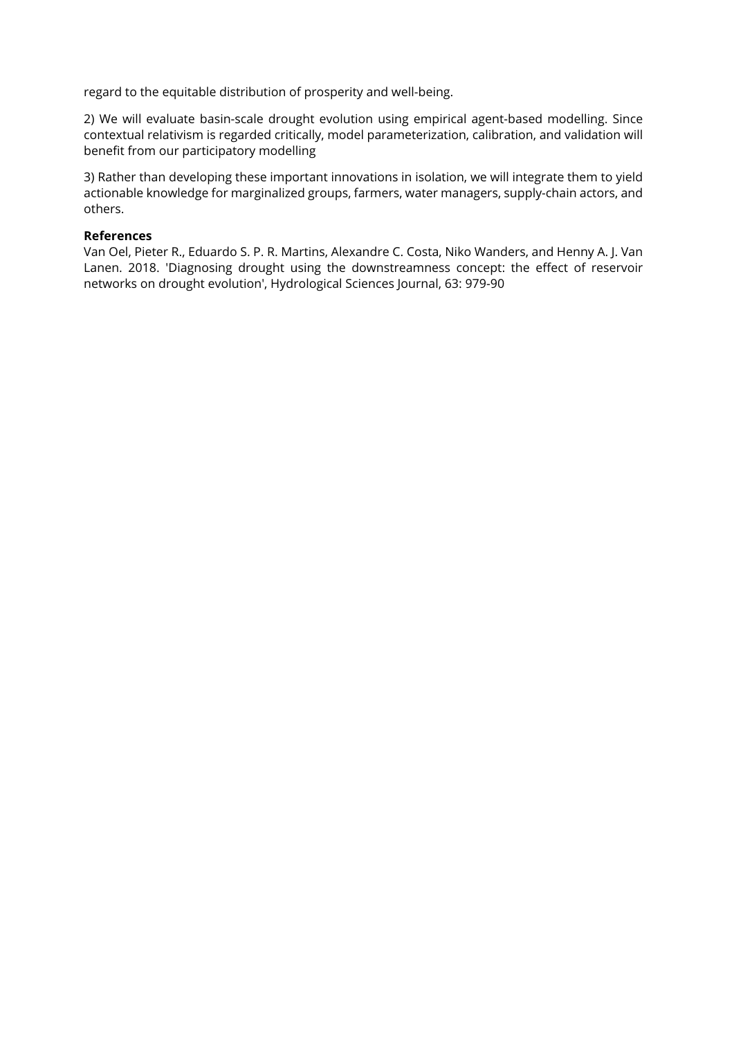regard to the equitable distribution of prosperity and well-being.

2) We will evaluate basin-scale drought evolution using empirical agent-based modelling. Since contextual relativism is regarded critically, model parameterization, calibration, and validation will benefit from our participatory modelling

3) Rather than developing these important innovations in isolation, we will integrate them to yield actionable knowledge for marginalized groups, farmers, water managers, supply-chain actors, and others.

**References**

Van Oel, Pieter R., Eduardo S. P. R. Martins, Alexandre C. Costa, Niko Wanders, and Henny A. J. Van Lanen. 2018. 'Diagnosing drought using the downstreamness concept: the effect of reservoir networks on drought evolution', Hydrological Sciences Journal, 63: 979-90